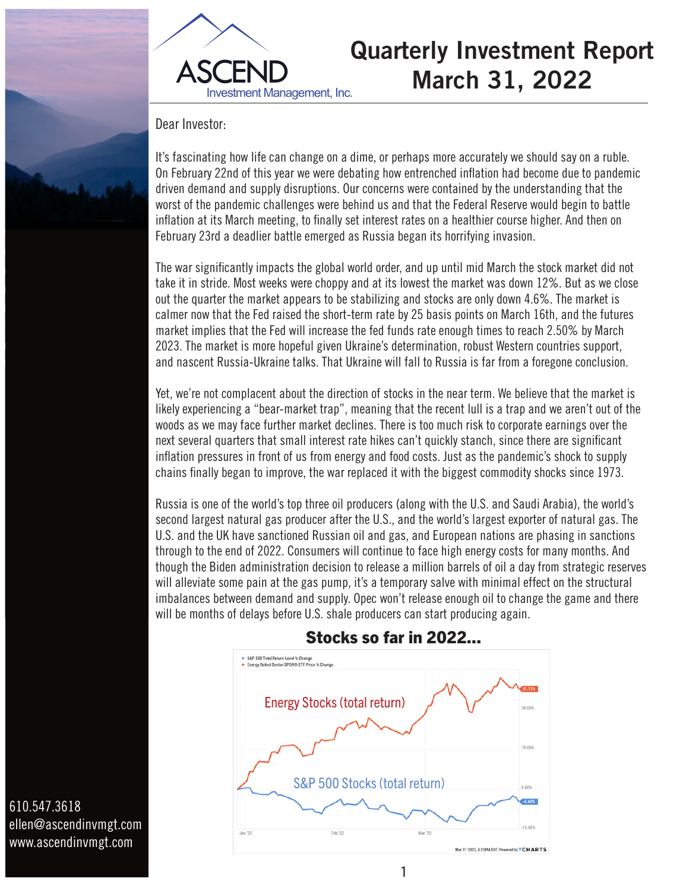# Quarterly Investment Report
# March 31, 2022

ASCEND Investment Management, Inc.

Dear Investor:

It's fascinating how life can change on a dime, or perhaps more accurately we should say on a ruble. On February 22nd of this year we were debating how entrenched inflation had become due to pandemic driven demand and supply disruptions. Our concerns were contained by the understanding that the worst of the pandemic challenges were behind us and that the Federal Reserve would begin to battle inflation at its March meeting, to finally set interest rates on a healthier course higher. And then on February 23rd a deadlier battle emerged as Russia began its horrifying invasion.

The war significantly impacts the global world order, and up until mid March the stock market did not take it in stride. Most weeks were choppy and at its lowest the market was down 12%. But as we close out the quarter the market appears to be stabilizing and stocks are only down 4.6%. The market is calmer now that the Fed raised the short-term rate by 25 basis points on March 16th, and the futures market implies that the Fed will increase the fed funds rate enough times to reach 2.50% by March 2023. The market is more hopeful given Ukraine's determination, robust Western countries support, and nascent Russia-Ukraine talks. That Ukraine will fall to Russia is far from a foregone conclusion.

Yet, we're not complacent about the direction of stocks in the near term. We believe that the market is likely experiencing a "bear-market trap", meaning that the recent lull is a trap and we aren't out of the woods as we may face further market declines. There is too much risk to corporate earnings over the next several quarters that small interest rate hikes can't quickly stanch, since there are significant inflation pressures in front of us from energy and food costs. Just as the pandemic's shock to supply chains finally began to improve, the war replaced it with the biggest commodity shocks since 1973.

Russia is one of the world's top three oil producers (along with the U.S. and Saudi Arabia), the world's second largest natural gas producer after the U.S., and the world's largest exporter of natural gas. The U.S. and the UK have sanctioned Russian oil and gas, and European nations are phasing in sanctions through to the end of 2022. Consumers will continue to face high energy costs for many months. And though the Biden administration decision to release a million barrels of oil a day from strategic reserves will alleviate some pain at the gas pump, it's a temporary salve with minimal effect on the structural imbalances between demand and supply. Opec won't release enough oil to change the game and there will be months of delays before U.S. shale producers can start producing again.

## Stocks so far in 2022...

- S&P 500 Total Return Level % Change
- Energy Select Sector SPDR® ETF Price % Change

Energy Stocks (total return): 37.72%

S&P 500 Stocks (total return): -4.60%

Mar 31 2022, 4:22PM EDT. Powered by YCHARTS

610.547.3618
ellen@ascendinvmgt.com
www.ascendinvmgt.com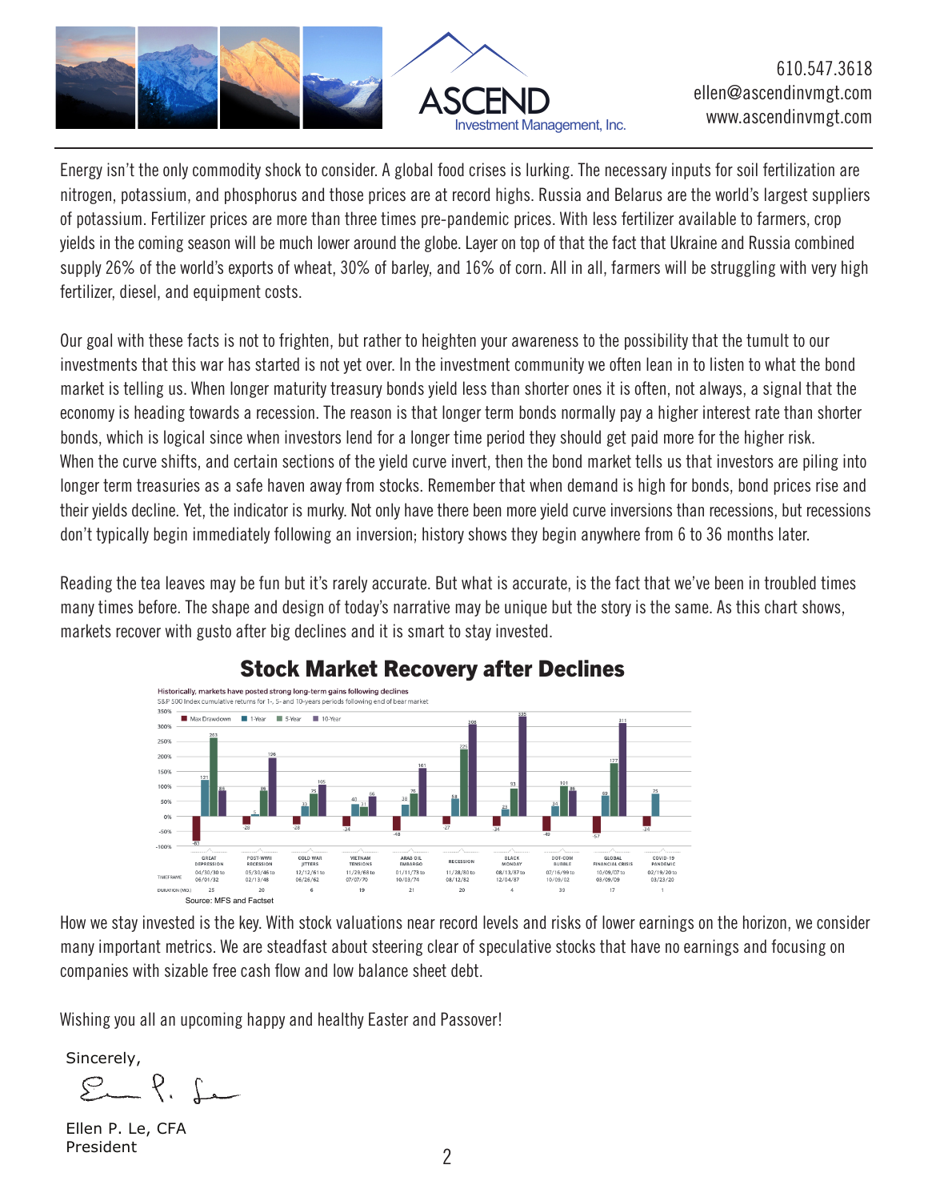Energy isn't the only commodity shock to consider. A global food crises is lurking. The necessary inputs for soil fertilization are nitrogen, potassium, and phosphorus and those prices are at record highs. Russia and Belarus are the world's largest suppliers of potassium. Fertilizer prices are more than three times pre-pandemic prices. With less fertilizer available to farmers, crop yields in the coming season will be much lower around the globe. Layer on top of that the fact that Ukraine and Russia combined supply 26% of the world's exports of wheat, 30% of barley, and 16% of corn. All in all, farmers will be struggling with very high fertilizer, diesel, and equipment costs.

Our goal with these facts is not to frighten, but rather to heighten your awareness to the possibility that the tumult to our investments that this war has started is not yet over. In the investment community we often lean in to listen to what the bond market is telling us. When longer maturity treasury bonds yield less than shorter ones it is often, not always, a signal that the economy is heading towards a recession. The reason is that longer term bonds normally pay a higher interest rate than shorter bonds, which is logical since when investors lend for a longer time period they should get paid more for the higher risk. When the curve shifts, and certain sections of the yield curve invert, then the bond market tells us that investors are piling into longer term treasuries as a safe haven away from stocks. Remember that when demand is high for bonds, bond prices rise and their yields decline. Yet, the indicator is murky. Not only have there been more yield curve inversions than recessions, but recessions don't typically begin immediately following an inversion; history shows they begin anywhere from 6 to 36 months later.

Reading the tea leaves may be fun but it's rarely accurate. But what is accurate, is the fact that we've been in troubled times many times before. The shape and design of today's narrative may be unique but the story is the same. As this chart shows, markets recover with gusto after big declines and it is smart to stay invested.

## Stock Market Recovery after Declines

Historically, markets have posted strong long-term gains following declines

S&P 500 Index cumulative returns for 1-, 5- and 10-years periods following end of bear market

Max Drawdown | 1-Year | 5-Year | 10-Year

GREAT DEPRESSION: -83, 121, 263, 86 — 04/30/30 to 06/01/32 — 25

POST-WWII RECESSION: -28, 5, 86, 196 — 05/30/46 to 02/13/48 — 20

COLD WAR JITTERS: -28, 33, 75, 105 — 12/12/61 to 06/26/62 — 6

VIETNAM TENSIONS: -34, 40, 31, 66 — 11/29/68 to 07/07/70 — 19

ARAB OIL EMBARGO: -48, 38, 76, 161 — 01/11/73 to 10/03/74 — 21

RECESSION: -27, 58, 225, 308 — 11/28/80 to 08/12/82 — 20

BLACK MONDAY: -34, 23, 93, 335 — 08/13/87 to 12/04/87 — 4

DOT-COM BUBBLE: -49, 34, 101, 86 — 07/16/99 to 10/09/02 — 30

GLOBAL FINANCIAL CRISIS: -57, 69, 177, 311 — 10/09/07 to 03/09/09 — 17

COVID-19 PANDEMIC: -34, 75 — 02/19/20 to 03/23/20 — 1

TIMEFRAME

DURATION (MO.)

Source: MFS and Factset

How we stay invested is the key. With stock valuations near record levels and risks of lower earnings on the horizon, we consider many important metrics. We are steadfast about steering clear of speculative stocks that have no earnings and focusing on companies with sizable free cash flow and low balance sheet debt.

Wishing you all an upcoming happy and healthy Easter and Passover!

Sincerely,

Ellen P. Le, CFA
President